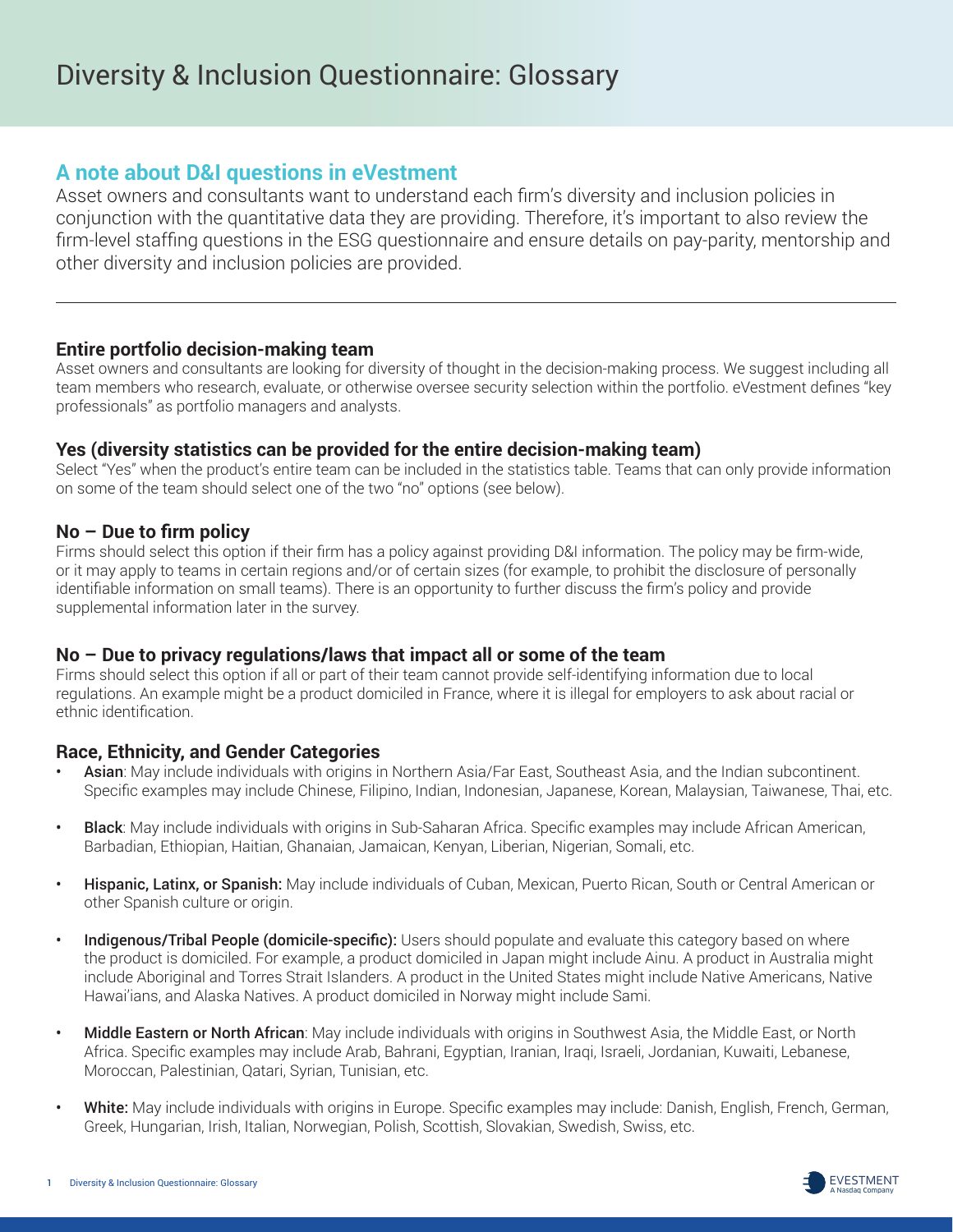# Diversity & Inclusion Questionnaire: Glossary

## A note about D&I questions in eVestment

Asset owners and consultants want to understand each firm's diversity and inclusion policies in conjunction with the quantitative data they are providing. Therefore, it's important to also review the firm-level staffing questions in the ESG questionnaire and ensure details on pay-parity, mentorship and other diversity and inclusion policies are provided.

---

### Entire portfolio decision-making team

Asset owners and consultants are looking for diversity of thought in the decision-making process. We suggest including all team members who research, evaluate, or otherwise oversee security selection within the portfolio. eVestment defines "key professionals" as portfolio managers and analysts.

### Yes (diversity statistics can be provided for the entire decision-making team)

Select "Yes" when the product's entire team can be included in the statistics table. Teams that can only provide information on some of the team should select one of the two "no" options (see below).

### No – Due to firm policy

Firms should select this option if their firm has a policy against providing D&I information. The policy may be firm-wide, or it may apply to teams in certain regions and/or of certain sizes (for example, to prohibit the disclosure of personally identifiable information on small teams). There is an opportunity to further discuss the firm's policy and provide supplemental information later in the survey.

### No – Due to privacy regulations/laws that impact all or some of the team

Firms should select this option if all or part of their team cannot provide self-identifying information due to local regulations. An example might be a product domiciled in France, where it is illegal for employers to ask about racial or ethnic identification.

### Race, Ethnicity, and Gender Categories

- **Asian**: May include individuals with origins in Northern Asia/Far East, Southeast Asia, and the Indian subcontinent. Specific examples may include Chinese, Filipino, Indian, Indonesian, Japanese, Korean, Malaysian, Taiwanese, Thai, etc.
- **Black**: May include individuals with origins in Sub-Saharan Africa. Specific examples may include African American, Barbadian, Ethiopian, Haitian, Ghanaian, Jamaican, Kenyan, Liberian, Nigerian, Somali, etc.
- **Hispanic, Latinx, or Spanish:** May include individuals of Cuban, Mexican, Puerto Rican, South or Central American or other Spanish culture or origin.
- **Indigenous/Tribal People (domicile-specific):** Users should populate and evaluate this category based on where the product is domiciled. For example, a product domiciled in Japan might include Ainu. A product in Australia might include Aboriginal and Torres Strait Islanders. A product in the United States might include Native Americans, Native Hawai'ians, and Alaska Natives. A product domiciled in Norway might include Sami.
- **Middle Eastern or North African**: May include individuals with origins in Southwest Asia, the Middle East, or North Africa. Specific examples may include Arab, Bahrani, Egyptian, Iranian, Iraqi, Israeli, Jordanian, Kuwaiti, Lebanese, Moroccan, Palestinian, Qatari, Syrian, Tunisian, etc.
- **White:** May include individuals with origins in Europe. Specific examples may include: Danish, English, French, German, Greek, Hungarian, Irish, Italian, Norwegian, Polish, Scottish, Slovakian, Swedish, Swiss, etc.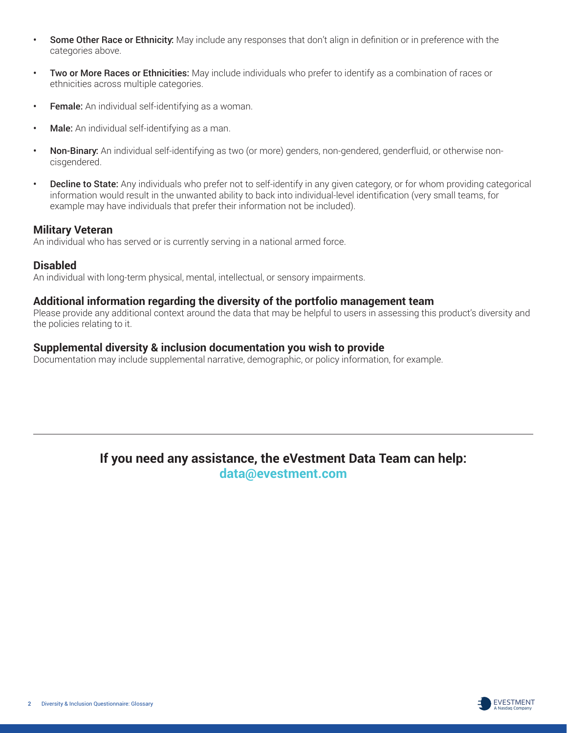- **Some Other Race or Ethnicity:** May include any responses that don't align in definition or in preference with the categories above.
- **Two or More Races or Ethnicities:** May include individuals who prefer to identify as a combination of races or ethnicities across multiple categories.
- **Female:** An individual self-identifying as a woman.
- **Male:** An individual self-identifying as a man.
- **Non-Binary:** An individual self-identifying as two (or more) genders, non-gendered, genderfluid, or otherwise non-cisgendered.
- **Decline to State:** Any individuals who prefer not to self-identify in any given category, or for whom providing categorical information would result in the unwanted ability to back into individual-level identification (very small teams, for example may have individuals that prefer their information not be included).

### Military Veteran

An individual who has served or is currently serving in a national armed force.

### Disabled

An individual with long-term physical, mental, intellectual, or sensory impairments.

### Additional information regarding the diversity of the portfolio management team

Please provide any additional context around the data that may be helpful to users in assessing this product's diversity and the policies relating to it.

### Supplemental diversity & inclusion documentation you wish to provide

Documentation may include supplemental narrative, demographic, or policy information, for example.

---

**If you need any assistance, the eVestment Data Team can help:**
**data@evestment.com**